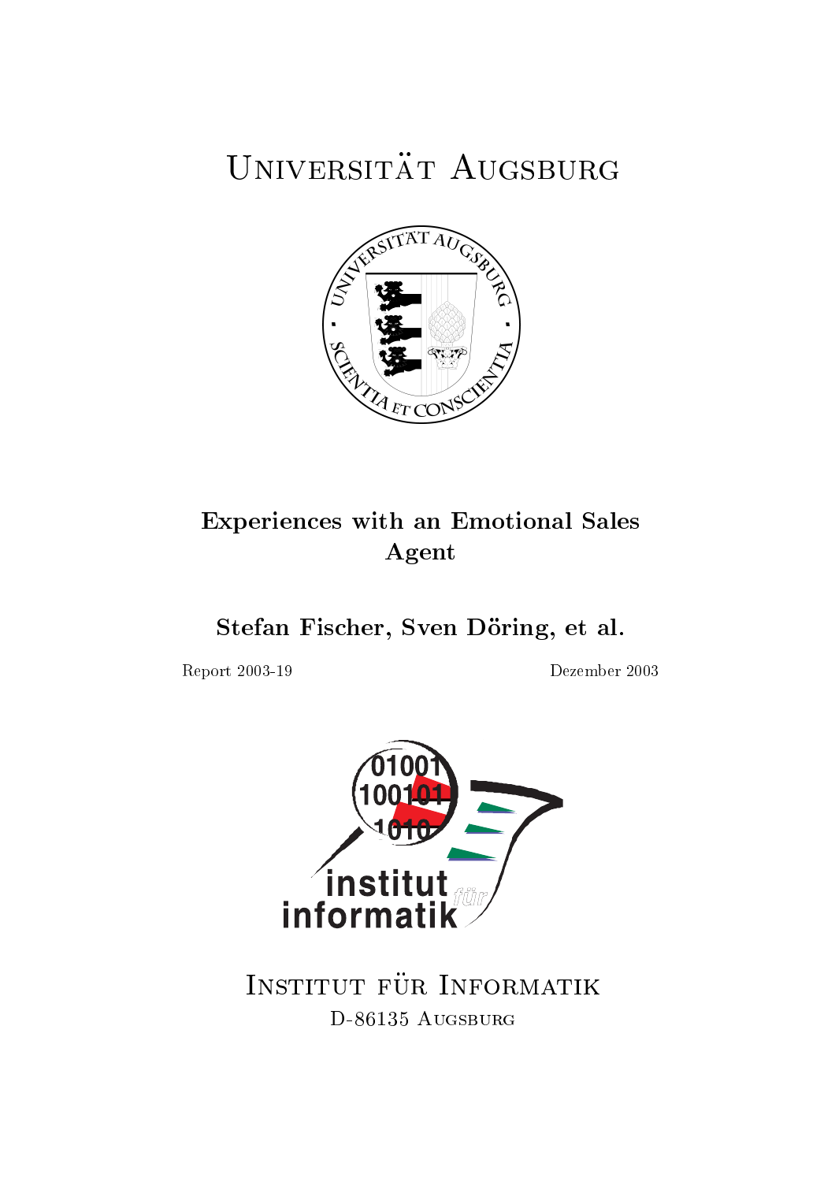# Universität Augsburg

## Experiences with an Emotional Sales Agent

**Stefan Fischer, Sven Döring, et al.**

Report 2003-19 Dezember 2003

Institut für Informatik
D-86135 Augsburg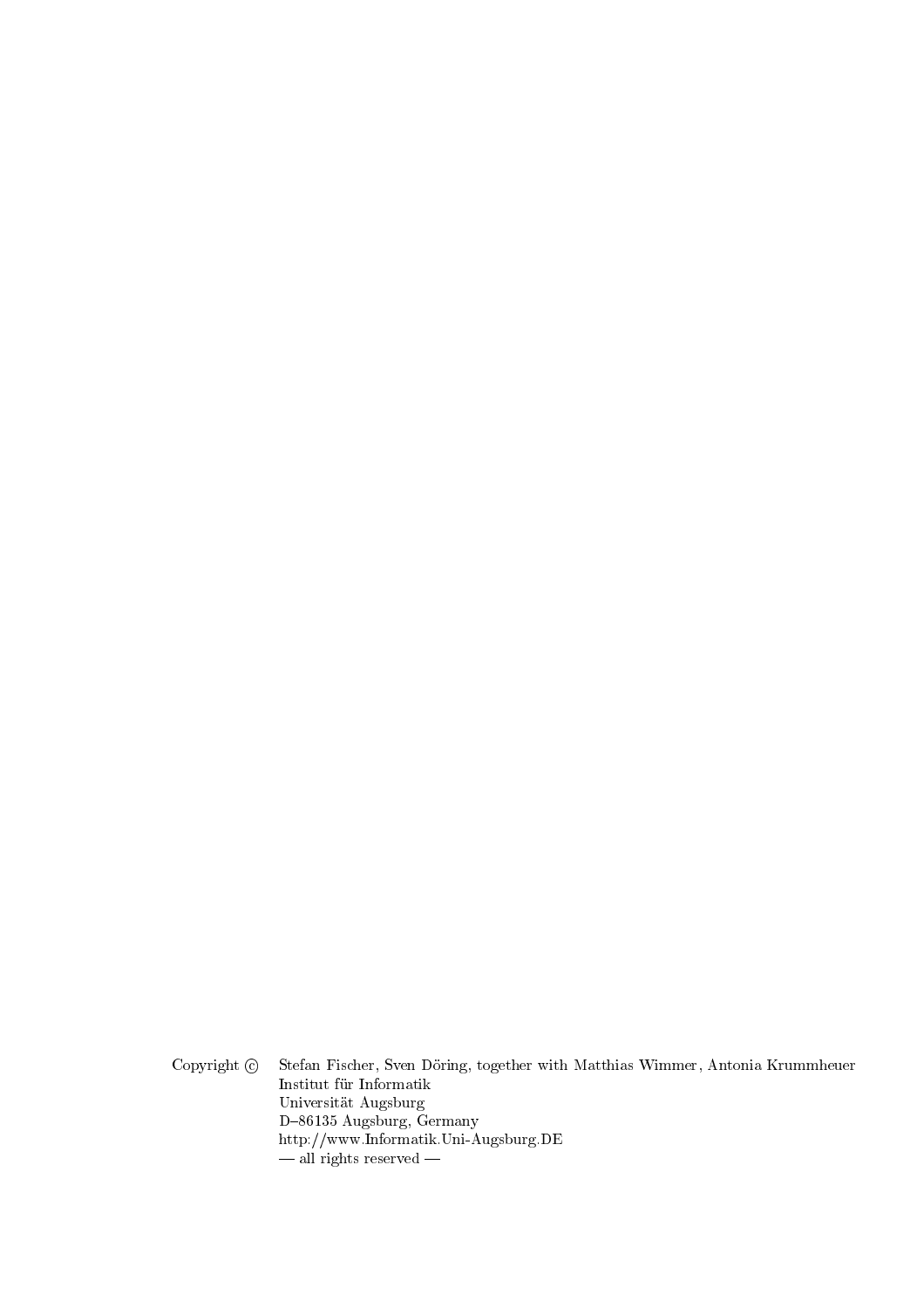Copyright © Stefan Fischer, Sven Döring, together with Matthias Wimmer, Antonia Krummheuer
Institut für Informatik
Universität Augsburg
D–86135 Augsburg, Germany
http://www.Informatik.Uni-Augsburg.DE
— all rights reserved —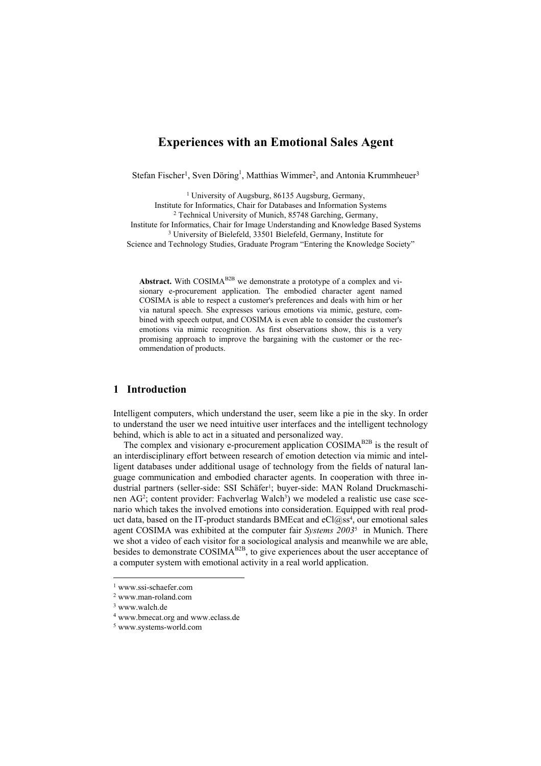# Experiences with an Emotional Sales Agent

Stefan Fischer[1], Sven Döring[1], Matthias Wimmer[2], and Antonia Krummheuer[3]

[1] University of Augsburg, 86135 Augsburg, Germany,
Institute for Informatics, Chair for Databases and Information Systems
[2] Technical University of Munich, 85748 Garching, Germany,
Institute for Informatics, Chair for Image Understanding and Knowledge Based Systems
[3] University of Bielefeld, 33501 Bielefeld, Germany, Institute for
Science and Technology Studies, Graduate Program "Entering the Knowledge Society"

**Abstract.** With COSIMA$^{B2B}$ we demonstrate a prototype of a complex and visionary e-procurement application. The embodied character agent named COSIMA is able to respect a customer's preferences and deals with him or her via natural speech. She expresses various emotions via mimic, gesture, combined with speech output, and COSIMA is even able to consider the customer's emotions via mimic recognition. As first observations show, this is a very promising approach to improve the bargaining with the customer or the recommendation of products.

## 1 Introduction

Intelligent computers, which understand the user, seem like a pie in the sky. In order to understand the user we need intuitive user interfaces and the intelligent technology behind, which is able to act in a situated and personalized way.

The complex and visionary e-procurement application COSIMA$^{B2B}$ is the result of an interdisciplinary effort between research of emotion detection via mimic and intelligent databases under additional usage of technology from the fields of natural language communication and embodied character agents. In cooperation with three industrial partners (seller-side: SSI Schäfer[1]; buyer-side: MAN Roland Druckmaschinen AG[2]; content provider: Fachverlag Walch[3]) we modeled a realistic use case scenario which takes the involved emotions into consideration. Equipped with real product data, based on the IT-product standards BMEcat and eCl@ss[4], our emotional sales agent COSIMA was exhibited at the computer fair *Systems 2003*[5] in Munich. There we shot a video of each visitor for a sociological analysis and meanwhile we are able, besides to demonstrate COSIMA$^{B2B}$, to give experiences about the user acceptance of a computer system with emotional activity in a real world application.

---

[1] www.ssi-schaefer.com
[2] www.man-roland.com
[3] www.walch.de
[4] www.bmecat.org and www.eclass.de
[5] www.systems-world.com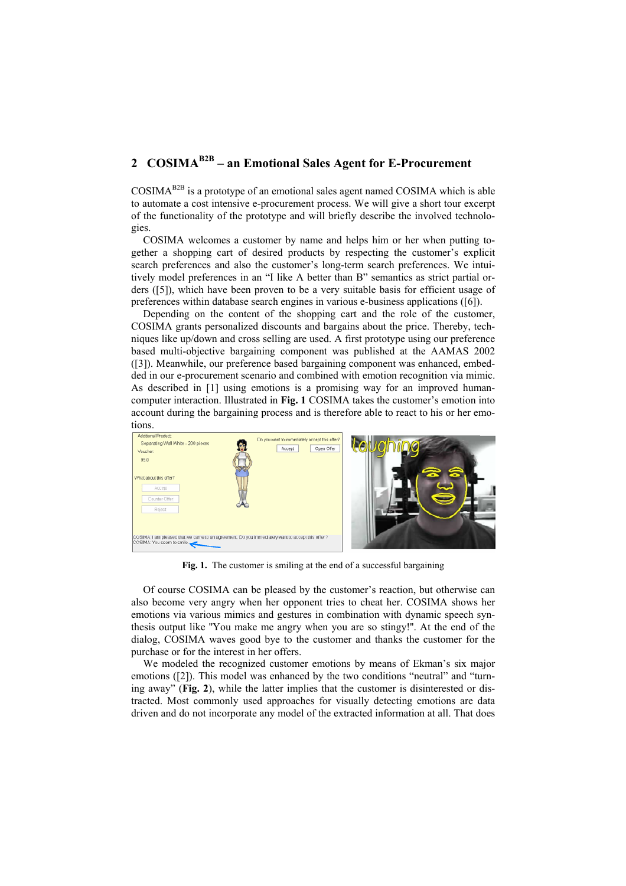## 2 COSIMA$^{B2B}$ – an Emotional Sales Agent for E-Procurement

COSIMA$^{B2B}$ is a prototype of an emotional sales agent named COSIMA which is able to automate a cost intensive e-procurement process. We will give a short tour excerpt of the functionality of the prototype and will briefly describe the involved technologies.

COSIMA welcomes a customer by name and helps him or her when putting together a shopping cart of desired products by respecting the customer's explicit search preferences and also the customer's long-term search preferences. We intuitively model preferences in an "I like A better than B" semantics as strict partial orders ([5]), which have been proven to be a very suitable basis for efficient usage of preferences within database search engines in various e-business applications ([6]).

Depending on the content of the shopping cart and the role of the customer, COSIMA grants personalized discounts and bargains about the price. Thereby, techniques like up/down and cross selling are used. A first prototype using our preference based multi-objective bargaining component was published at the AAMAS 2002 ([3]). Meanwhile, our preference based bargaining component was enhanced, embedded in our e-procurement scenario and combined with emotion recognition via mimic. As described in [1] using emotions is a promising way for an improved human-computer interaction. Illustrated in **Fig. 1** COSIMA takes the customer's emotion into account during the bargaining process and is therefore able to react to his or her emotions.

**Fig. 1.** The customer is smiling at the end of a successful bargaining

Of course COSIMA can be pleased by the customer's reaction, but otherwise can also become very angry when her opponent tries to cheat her. COSIMA shows her emotions via various mimics and gestures in combination with dynamic speech synthesis output like "You make me angry when you are so stingy!". At the end of the dialog, COSIMA waves good bye to the customer and thanks the customer for the purchase or for the interest in her offers.

We modeled the recognized customer emotions by means of Ekman's six major emotions ([2]). This model was enhanced by the two conditions "neutral" and "turning away" (**Fig. 2**), while the latter implies that the customer is disinterested or distracted. Most commonly used approaches for visually detecting emotions are data driven and do not incorporate any model of the extracted information at all. That does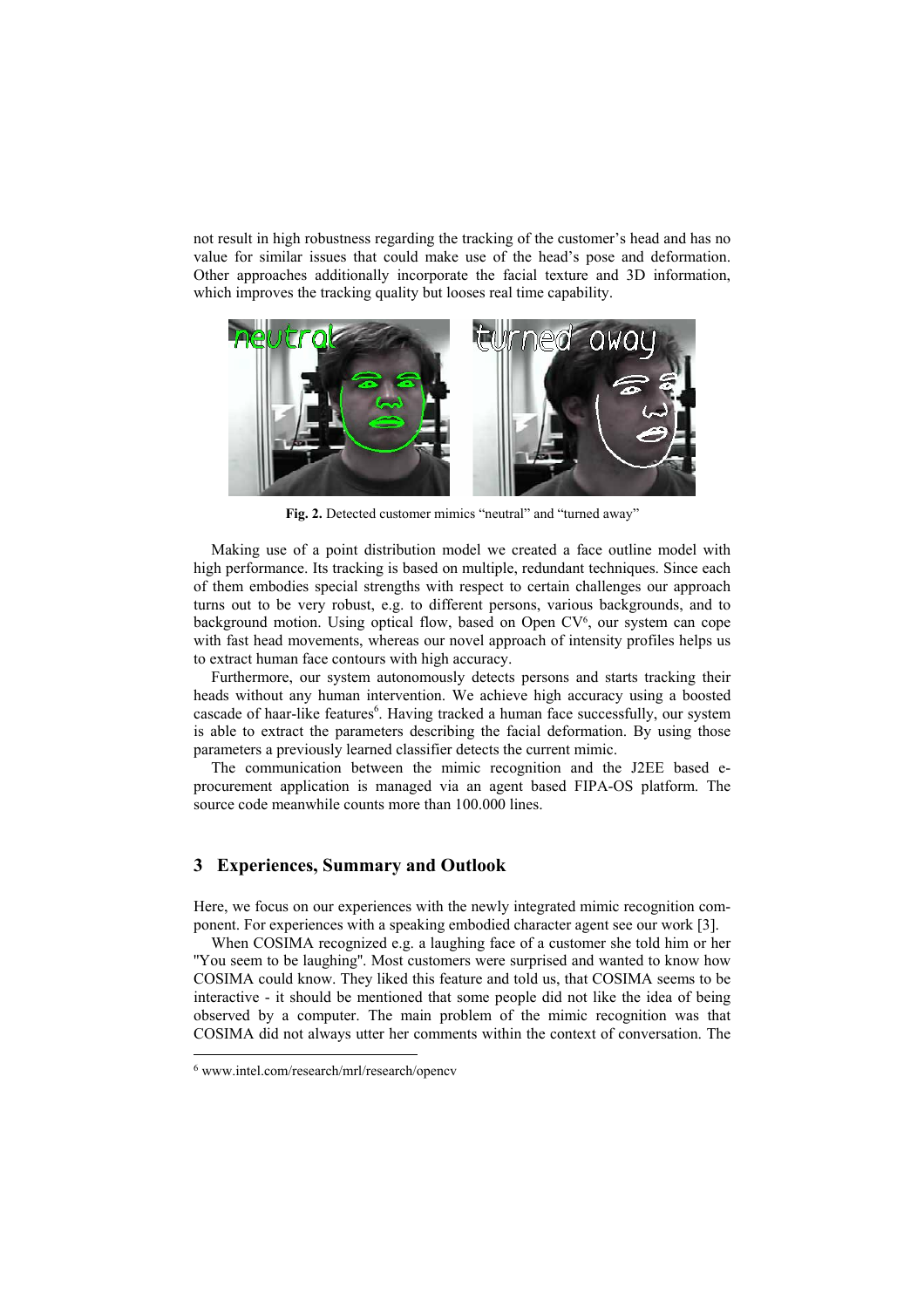not result in high robustness regarding the tracking of the customer's head and has no value for similar issues that could make use of the head's pose and deformation. Other approaches additionally incorporate the facial texture and 3D information, which improves the tracking quality but looses real time capability.

**Fig. 2.** Detected customer mimics "neutral" and "turned away"

Making use of a point distribution model we created a face outline model with high performance. Its tracking is based on multiple, redundant techniques. Since each of them embodies special strengths with respect to certain challenges our approach turns out to be very robust, e.g. to different persons, various backgrounds, and to background motion. Using optical flow, based on Open CV[6], our system can cope with fast head movements, whereas our novel approach of intensity profiles helps us to extract human face contours with high accuracy.

Furthermore, our system autonomously detects persons and starts tracking their heads without any human intervention. We achieve high accuracy using a boosted cascade of haar-like features[6]. Having tracked a human face successfully, our system is able to extract the parameters describing the facial deformation. By using those parameters a previously learned classifier detects the current mimic.

The communication between the mimic recognition and the J2EE based e-procurement application is managed via an agent based FIPA-OS platform. The source code meanwhile counts more than 100.000 lines.

## 3 Experiences, Summary and Outlook

Here, we focus on our experiences with the newly integrated mimic recognition component. For experiences with a speaking embodied character agent see our work [3].

When COSIMA recognized e.g. a laughing face of a customer she told him or her "You seem to be laughing". Most customers were surprised and wanted to know how COSIMA could know. They liked this feature and told us, that COSIMA seems to be interactive - it should be mentioned that some people did not like the idea of being observed by a computer. The main problem of the mimic recognition was that COSIMA did not always utter her comments within the context of conversation. The

[6] www.intel.com/research/mrl/research/opencv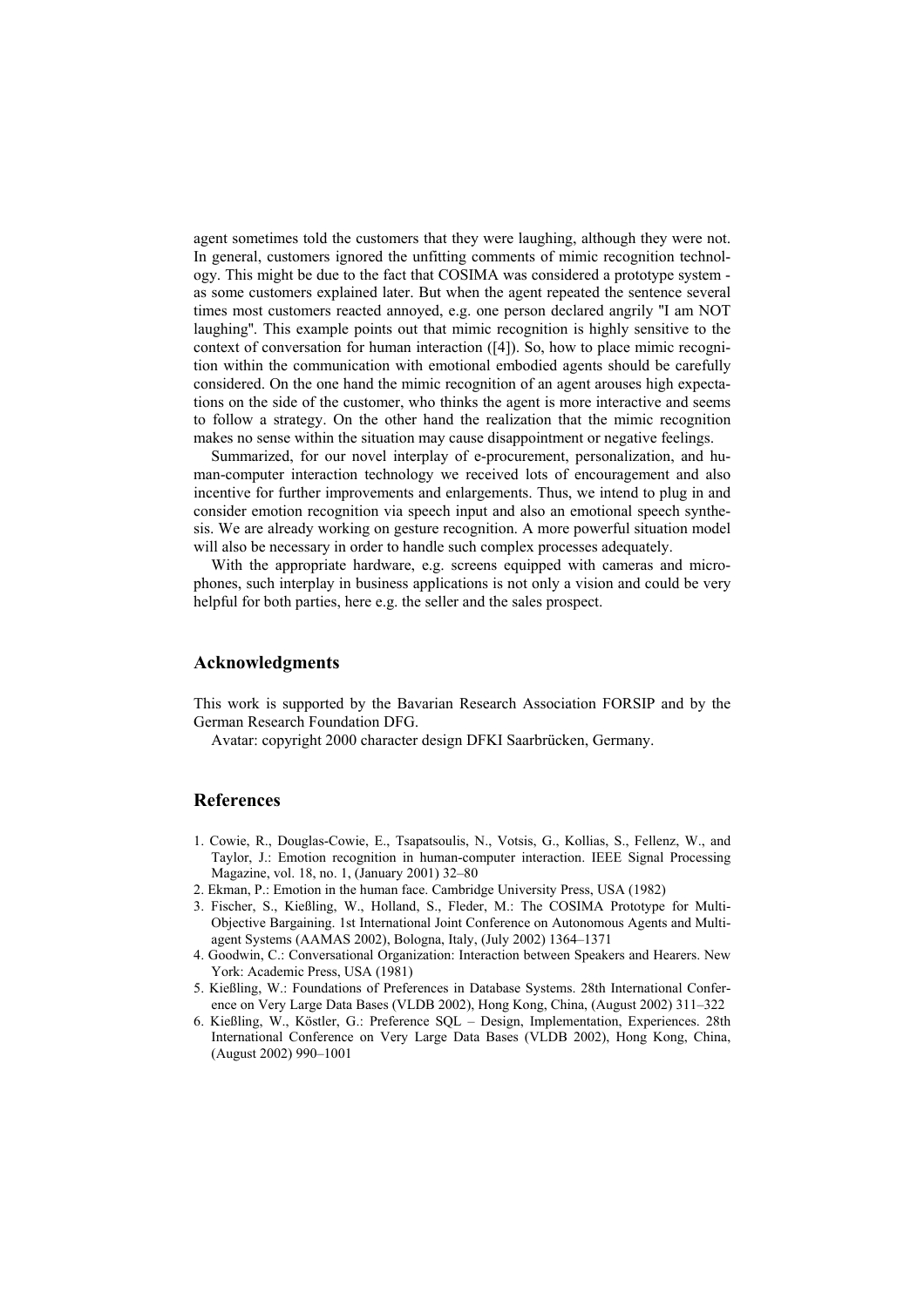agent sometimes told the customers that they were laughing, although they were not. In general, customers ignored the unfitting comments of mimic recognition technology. This might be due to the fact that COSIMA was considered a prototype system - as some customers explained later. But when the agent repeated the sentence several times most customers reacted annoyed, e.g. one person declared angrily "I am NOT laughing". This example points out that mimic recognition is highly sensitive to the context of conversation for human interaction ([4]). So, how to place mimic recognition within the communication with emotional embodied agents should be carefully considered. On the one hand the mimic recognition of an agent arouses high expectations on the side of the customer, who thinks the agent is more interactive and seems to follow a strategy. On the other hand the realization that the mimic recognition makes no sense within the situation may cause disappointment or negative feelings.

Summarized, for our novel interplay of e-procurement, personalization, and human-computer interaction technology we received lots of encouragement and also incentive for further improvements and enlargements. Thus, we intend to plug in and consider emotion recognition via speech input and also an emotional speech synthesis. We are already working on gesture recognition. A more powerful situation model will also be necessary in order to handle such complex processes adequately.

With the appropriate hardware, e.g. screens equipped with cameras and microphones, such interplay in business applications is not only a vision and could be very helpful for both parties, here e.g. the seller and the sales prospect.

## Acknowledgments

This work is supported by the Bavarian Research Association FORSIP and by the German Research Foundation DFG.

Avatar: copyright 2000 character design DFKI Saarbrücken, Germany.

## References

1. Cowie, R., Douglas-Cowie, E., Tsapatsoulis, N., Votsis, G., Kollias, S., Fellenz, W., and Taylor, J.: Emotion recognition in human-computer interaction. IEEE Signal Processing Magazine, vol. 18, no. 1, (January 2001) 32–80
2. Ekman, P.: Emotion in the human face. Cambridge University Press, USA (1982)
3. Fischer, S., Kießling, W., Holland, S., Fleder, M.: The COSIMA Prototype for Multi-Objective Bargaining. 1st International Joint Conference on Autonomous Agents and Multi-agent Systems (AAMAS 2002), Bologna, Italy, (July 2002) 1364–1371
4. Goodwin, C.: Conversational Organization: Interaction between Speakers and Hearers. New York: Academic Press, USA (1981)
5. Kießling, W.: Foundations of Preferences in Database Systems. 28th International Conference on Very Large Data Bases (VLDB 2002), Hong Kong, China, (August 2002) 311–322
6. Kießling, W., Köstler, G.: Preference SQL – Design, Implementation, Experiences. 28th International Conference on Very Large Data Bases (VLDB 2002), Hong Kong, China, (August 2002) 990–1001